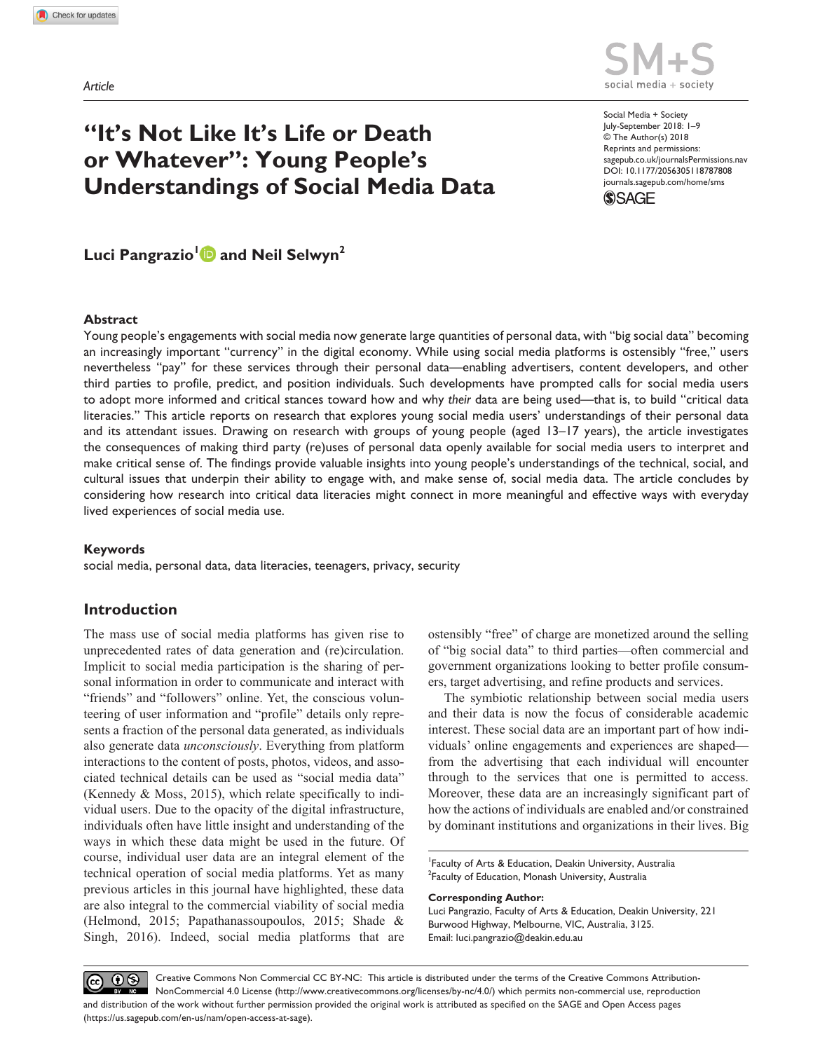Article

# "It's Not Like It's Life or Death or Whatever": Young People's Understandings of Social Media Data

Social Media + Society
July-September 2018: 1–9
© The Author(s) 2018
Reprints and permissions: sagepub.co.uk/journalsPermissions.nav
DOI: 10.1177/2056305118787808
journals.sagepub.com/home/sms

**Luci Pangrazio[1] and Neil Selwyn[2]**

## Abstract

Young people's engagements with social media now generate large quantities of personal data, with "big social data" becoming an increasingly important "currency" in the digital economy. While using social media platforms is ostensibly "free," users nevertheless "pay" for these services through their personal data—enabling advertisers, content developers, and other third parties to profile, predict, and position individuals. Such developments have prompted calls for social media users to adopt more informed and critical stances toward how and why *their* data are being used—that is, to build "critical data literacies." This article reports on research that explores young social media users' understandings of their personal data and its attendant issues. Drawing on research with groups of young people (aged 13–17 years), the article investigates the consequences of making third party (re)uses of personal data openly available for social media users to interpret and make critical sense of. The findings provide valuable insights into young people's understandings of the technical, social, and cultural issues that underpin their ability to engage with, and make sense of, social media data. The article concludes by considering how research into critical data literacies might connect in more meaningful and effective ways with everyday lived experiences of social media use.

### Keywords

social media, personal data, data literacies, teenagers, privacy, security

## Introduction

The mass use of social media platforms has given rise to unprecedented rates of data generation and (re)circulation. Implicit to social media participation is the sharing of personal information in order to communicate and interact with "friends" and "followers" online. Yet, the conscious volunteering of user information and "profile" details only represents a fraction of the personal data generated, as individuals also generate data *unconsciously*. Everything from platform interactions to the content of posts, photos, videos, and associated technical details can be used as "social media data" (Kennedy & Moss, 2015), which relate specifically to individual users. Due to the opacity of the digital infrastructure, individuals often have little insight and understanding of the ways in which these data might be used in the future. Of course, individual user data are an integral element of the technical operation of social media platforms. Yet as many previous articles in this journal have highlighted, these data are also integral to the commercial viability of social media (Helmond, 2015; Papathanassoupoulos, 2015; Shade & Singh, 2016). Indeed, social media platforms that are ostensibly "free" of charge are monetized around the selling of "big social data" to third parties—often commercial and government organizations looking to better profile consumers, target advertising, and refine products and services.

The symbiotic relationship between social media users and their data is now the focus of considerable academic interest. These social data are an important part of how individuals' online engagements and experiences are shaped—from the advertising that each individual will encounter through to the services that one is permitted to access. Moreover, these data are an increasingly significant part of how the actions of individuals are enabled and/or constrained by dominant institutions and organizations in their lives. Big

[1]Faculty of Arts & Education, Deakin University, Australia
[2]Faculty of Education, Monash University, Australia

**Corresponding Author:**
Luci Pangrazio, Faculty of Arts & Education, Deakin University, 221 Burwood Highway, Melbourne, VIC, Australia, 3125.
Email: luci.pangrazio@deakin.edu.au

Creative Commons Non Commercial CC BY-NC: This article is distributed under the terms of the Creative Commons Attribution-NonCommercial 4.0 License (http://www.creativecommons.org/licenses/by-nc/4.0/) which permits non-commercial use, reproduction and distribution of the work without further permission provided the original work is attributed as specified on the SAGE and Open Access pages (https://us.sagepub.com/en-us/nam/open-access-at-sage).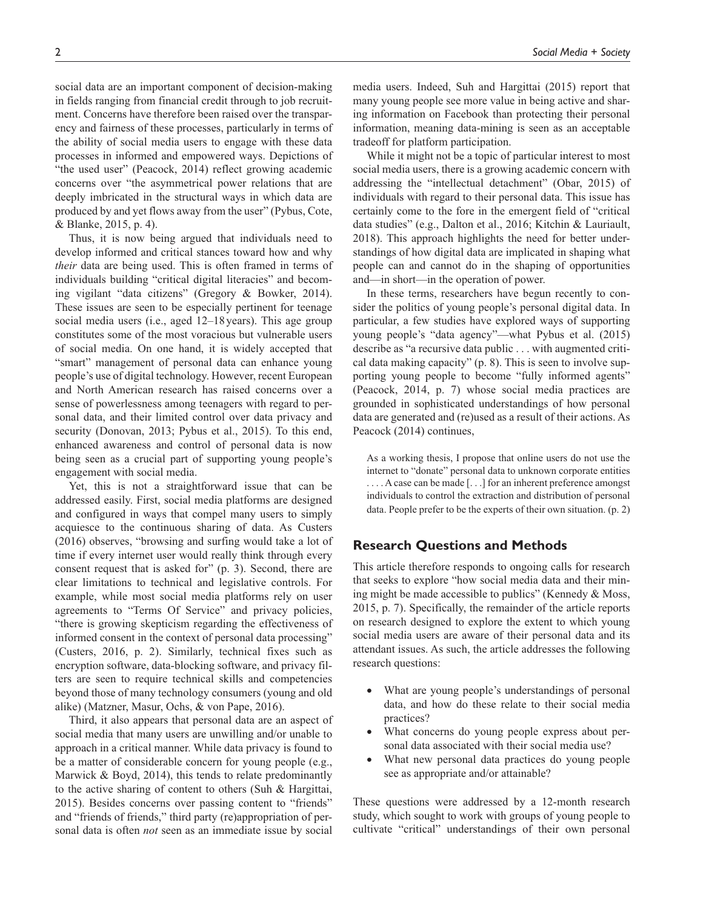social data are an important component of decision-making in fields ranging from financial credit through to job recruitment. Concerns have therefore been raised over the transparency and fairness of these processes, particularly in terms of the ability of social media users to engage with these data processes in informed and empowered ways. Depictions of "the used user" (Peacock, 2014) reflect growing academic concerns over "the asymmetrical power relations that are deeply imbricated in the structural ways in which data are produced by and yet flows away from the user" (Pybus, Cote, & Blanke, 2015, p. 4).

Thus, it is now being argued that individuals need to develop informed and critical stances toward how and why *their* data are being used. This is often framed in terms of individuals building "critical digital literacies" and becoming vigilant "data citizens" (Gregory & Bowker, 2014). These issues are seen to be especially pertinent for teenage social media users (i.e., aged 12–18 years). This age group constitutes some of the most voracious but vulnerable users of social media. On one hand, it is widely accepted that "smart" management of personal data can enhance young people's use of digital technology. However, recent European and North American research has raised concerns over a sense of powerlessness among teenagers with regard to personal data, and their limited control over data privacy and security (Donovan, 2013; Pybus et al., 2015). To this end, enhanced awareness and control of personal data is now being seen as a crucial part of supporting young people's engagement with social media.

Yet, this is not a straightforward issue that can be addressed easily. First, social media platforms are designed and configured in ways that compel many users to simply acquiesce to the continuous sharing of data. As Custers (2016) observes, "browsing and surfing would take a lot of time if every internet user would really think through every consent request that is asked for" (p. 3). Second, there are clear limitations to technical and legislative controls. For example, while most social media platforms rely on user agreements to "Terms Of Service" and privacy policies, "there is growing skepticism regarding the effectiveness of informed consent in the context of personal data processing" (Custers, 2016, p. 2). Similarly, technical fixes such as encryption software, data-blocking software, and privacy filters are seen to require technical skills and competencies beyond those of many technology consumers (young and old alike) (Matzner, Masur, Ochs, & von Pape, 2016).

Third, it also appears that personal data are an aspect of social media that many users are unwilling and/or unable to approach in a critical manner. While data privacy is found to be a matter of considerable concern for young people (e.g., Marwick & Boyd, 2014), this tends to relate predominantly to the active sharing of content to others (Suh & Hargittai, 2015). Besides concerns over passing content to "friends" and "friends of friends," third party (re)appropriation of personal data is often *not* seen as an immediate issue by social media users. Indeed, Suh and Hargittai (2015) report that many young people see more value in being active and sharing information on Facebook than protecting their personal information, meaning data-mining is seen as an acceptable tradeoff for platform participation.

While it might not be a topic of particular interest to most social media users, there is a growing academic concern with addressing the "intellectual detachment" (Obar, 2015) of individuals with regard to their personal data. This issue has certainly come to the fore in the emergent field of "critical data studies" (e.g., Dalton et al., 2016; Kitchin & Lauriault, 2018). This approach highlights the need for better understandings of how digital data are implicated in shaping what people can and cannot do in the shaping of opportunities and—in short—in the operation of power.

In these terms, researchers have begun recently to consider the politics of young people's personal digital data. In particular, a few studies have explored ways of supporting young people's "data agency"—what Pybus et al. (2015) describe as "a recursive data public . . . with augmented critical data making capacity" (p. 8). This is seen to involve supporting young people to become "fully informed agents" (Peacock, 2014, p. 7) whose social media practices are grounded in sophisticated understandings of how personal data are generated and (re)used as a result of their actions. As Peacock (2014) continues,

> As a working thesis, I propose that online users do not use the internet to "donate" personal data to unknown corporate entities . . . . A case can be made [. . .] for an inherent preference amongst individuals to control the extraction and distribution of personal data. People prefer to be the experts of their own situation. (p. 2)

## Research Questions and Methods

This article therefore responds to ongoing calls for research that seeks to explore "how social media data and their mining might be made accessible to publics" (Kennedy & Moss, 2015, p. 7). Specifically, the remainder of the article reports on research designed to explore the extent to which young social media users are aware of their personal data and its attendant issues. As such, the article addresses the following research questions:

- What are young people's understandings of personal data, and how do these relate to their social media practices?
- What concerns do young people express about personal data associated with their social media use?
- What new personal data practices do young people see as appropriate and/or attainable?

These questions were addressed by a 12-month research study, which sought to work with groups of young people to cultivate "critical" understandings of their own personal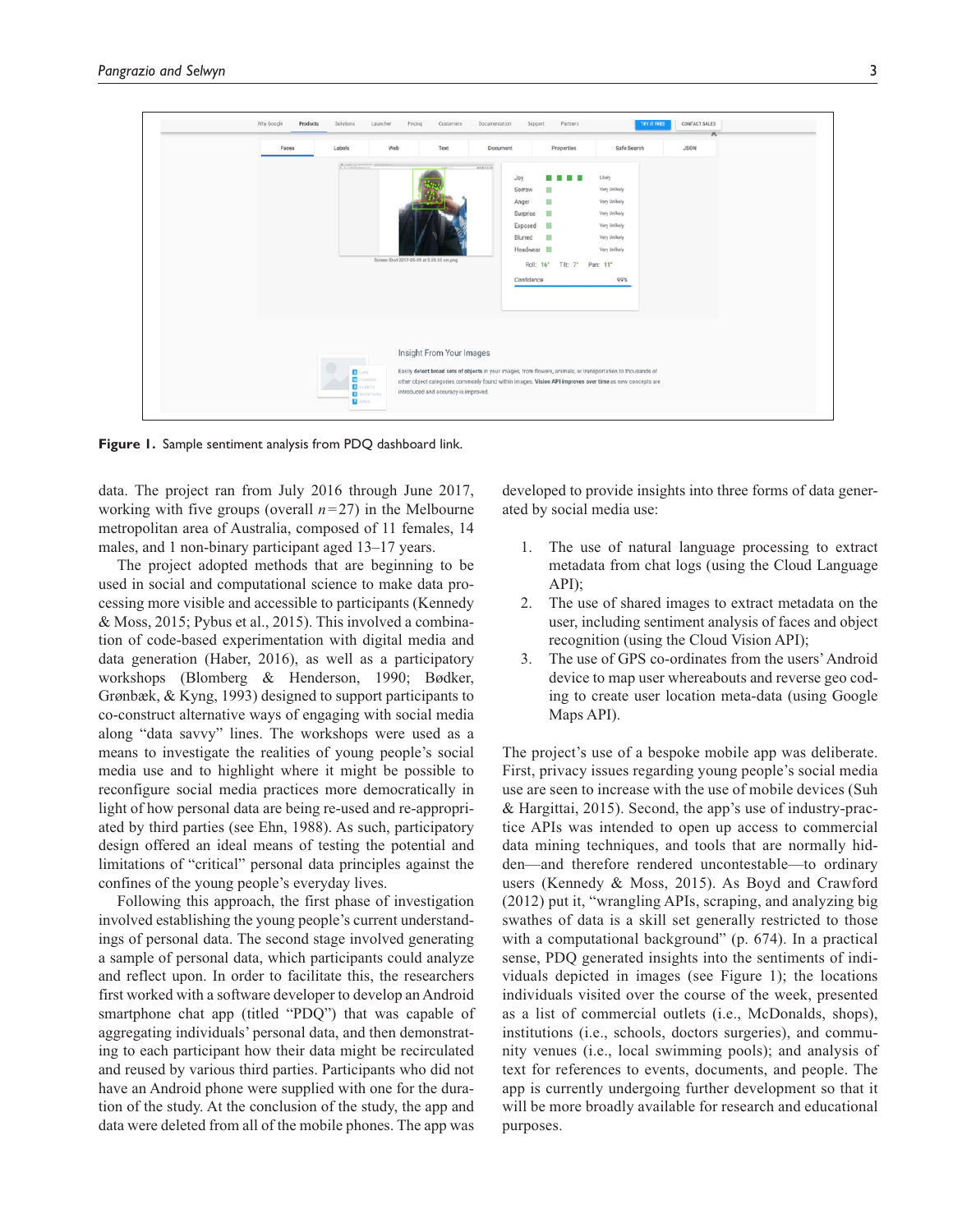Figure 1. Sample sentiment analysis from PDQ dashboard link.

data. The project ran from July 2016 through June 2017, working with five groups (overall $n=27$) in the Melbourne metropolitan area of Australia, composed of 11 females, 14 males, and 1 non-binary participant aged 13–17 years.

The project adopted methods that are beginning to be used in social and computational science to make data processing more visible and accessible to participants (Kennedy & Moss, 2015; Pybus et al., 2015). This involved a combination of code-based experimentation with digital media and data generation (Haber, 2016), as well as a participatory workshops (Blomberg & Henderson, 1990; Bødker, Grønbæk, & Kyng, 1993) designed to support participants to co-construct alternative ways of engaging with social media along "data savvy" lines. The workshops were used as a means to investigate the realities of young people's social media use and to highlight where it might be possible to reconfigure social media practices more democratically in light of how personal data are being re-used and re-appropriated by third parties (see Ehn, 1988). As such, participatory design offered an ideal means of testing the potential and limitations of "critical" personal data principles against the confines of the young people's everyday lives.

Following this approach, the first phase of investigation involved establishing the young people's current understandings of personal data. The second stage involved generating a sample of personal data, which participants could analyze and reflect upon. In order to facilitate this, the researchers first worked with a software developer to develop an Android smartphone chat app (titled "PDQ") that was capable of aggregating individuals' personal data, and then demonstrating to each participant how their data might be recirculated and reused by various third parties. Participants who did not have an Android phone were supplied with one for the duration of the study. At the conclusion of the study, the app and data were deleted from all of the mobile phones. The app was developed to provide insights into three forms of data generated by social media use:

1. The use of natural language processing to extract metadata from chat logs (using the Cloud Language API);
2. The use of shared images to extract metadata on the user, including sentiment analysis of faces and object recognition (using the Cloud Vision API);
3. The use of GPS co-ordinates from the users' Android device to map user whereabouts and reverse geo coding to create user location meta-data (using Google Maps API).

The project's use of a bespoke mobile app was deliberate. First, privacy issues regarding young people's social media use are seen to increase with the use of mobile devices (Suh & Hargittai, 2015). Second, the app's use of industry-practice APIs was intended to open up access to commercial data mining techniques, and tools that are normally hidden—and therefore rendered uncontestable—to ordinary users (Kennedy & Moss, 2015). As Boyd and Crawford (2012) put it, "wrangling APIs, scraping, and analyzing big swathes of data is a skill set generally restricted to those with a computational background" (p. 674). In a practical sense, PDQ generated insights into the sentiments of individuals depicted in images (see Figure 1); the locations individuals visited over the course of the week, presented as a list of commercial outlets (i.e., McDonalds, shops), institutions (i.e., schools, doctors surgeries), and community venues (i.e., local swimming pools); and analysis of text for references to events, documents, and people. The app is currently undergoing further development so that it will be more broadly available for research and educational purposes.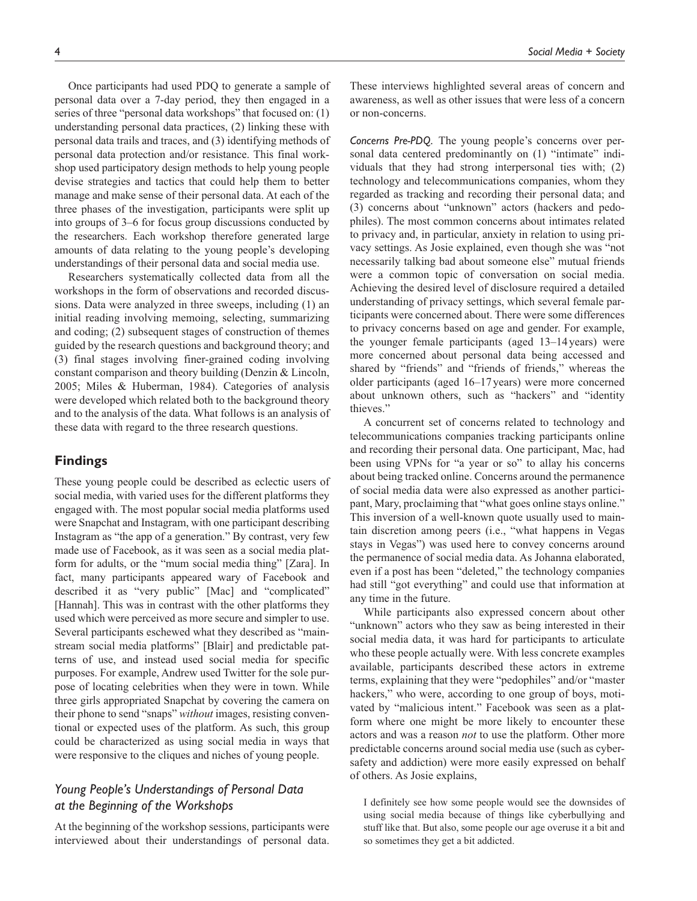Once participants had used PDQ to generate a sample of personal data over a 7-day period, they then engaged in a series of three "personal data workshops" that focused on: (1) understanding personal data practices, (2) linking these with personal data trails and traces, and (3) identifying methods of personal data protection and/or resistance. This final workshop used participatory design methods to help young people devise strategies and tactics that could help them to better manage and make sense of their personal data. At each of the three phases of the investigation, participants were split up into groups of 3–6 for focus group discussions conducted by the researchers. Each workshop therefore generated large amounts of data relating to the young people's developing understandings of their personal data and social media use.

Researchers systematically collected data from all the workshops in the form of observations and recorded discussions. Data were analyzed in three sweeps, including (1) an initial reading involving memoing, selecting, summarizing and coding; (2) subsequent stages of construction of themes guided by the research questions and background theory; and (3) final stages involving finer-grained coding involving constant comparison and theory building (Denzin & Lincoln, 2005; Miles & Huberman, 1984). Categories of analysis were developed which related both to the background theory and to the analysis of the data. What follows is an analysis of these data with regard to the three research questions.

## Findings

These young people could be described as eclectic users of social media, with varied uses for the different platforms they engaged with. The most popular social media platforms used were Snapchat and Instagram, with one participant describing Instagram as "the app of a generation." By contrast, very few made use of Facebook, as it was seen as a social media platform for adults, or the "mum social media thing" [Zara]. In fact, many participants appeared wary of Facebook and described it as "very public" [Mac] and "complicated" [Hannah]. This was in contrast with the other platforms they used which were perceived as more secure and simpler to use. Several participants eschewed what they described as "mainstream social media platforms" [Blair] and predictable patterns of use, and instead used social media for specific purposes. For example, Andrew used Twitter for the sole purpose of locating celebrities when they were in town. While three girls appropriated Snapchat by covering the camera on their phone to send "snaps" *without* images, resisting conventional or expected uses of the platform. As such, this group could be characterized as using social media in ways that were responsive to the cliques and niches of young people.

### *Young People's Understandings of Personal Data at the Beginning of the Workshops*

At the beginning of the workshop sessions, participants were interviewed about their understandings of personal data. These interviews highlighted several areas of concern and awareness, as well as other issues that were less of a concern or non-concerns.

*Concerns Pre-PDQ.* The young people's concerns over personal data centered predominantly on (1) "intimate" individuals that they had strong interpersonal ties with; (2) technology and telecommunications companies, whom they regarded as tracking and recording their personal data; and (3) concerns about "unknown" actors (hackers and pedophiles). The most common concerns about intimates related to privacy and, in particular, anxiety in relation to using privacy settings. As Josie explained, even though she was "not necessarily talking bad about someone else" mutual friends were a common topic of conversation on social media. Achieving the desired level of disclosure required a detailed understanding of privacy settings, which several female participants were concerned about. There were some differences to privacy concerns based on age and gender. For example, the younger female participants (aged 13–14 years) were more concerned about personal data being accessed and shared by "friends" and "friends of friends," whereas the older participants (aged 16–17 years) were more concerned about unknown others, such as "hackers" and "identity thieves."

A concurrent set of concerns related to technology and telecommunications companies tracking participants online and recording their personal data. One participant, Mac, had been using VPNs for "a year or so" to allay his concerns about being tracked online. Concerns around the permanence of social media data were also expressed as another participant, Mary, proclaiming that "what goes online stays online." This inversion of a well-known quote usually used to maintain discretion among peers (i.e., "what happens in Vegas stays in Vegas") was used here to convey concerns around the permanence of social media data. As Johanna elaborated, even if a post has been "deleted," the technology companies had still "got everything" and could use that information at any time in the future.

While participants also expressed concern about other "unknown" actors who they saw as being interested in their social media data, it was hard for participants to articulate who these people actually were. With less concrete examples available, participants described these actors in extreme terms, explaining that they were "pedophiles" and/or "master hackers," who were, according to one group of boys, motivated by "malicious intent." Facebook was seen as a platform where one might be more likely to encounter these actors and was a reason *not* to use the platform. Other more predictable concerns around social media use (such as cybersafety and addiction) were more easily expressed on behalf of others. As Josie explains,

> I definitely see how some people would see the downsides of using social media because of things like cyberbullying and stuff like that. But also, some people our age overuse it a bit and so sometimes they get a bit addicted.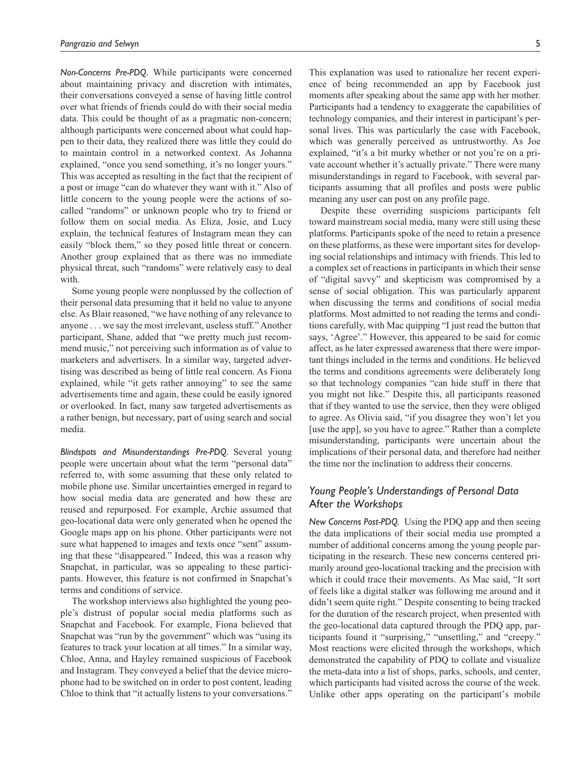*Non-Concerns Pre-PDQ.* While participants were concerned about maintaining privacy and discretion with intimates, their conversations conveyed a sense of having little control over what friends of friends could do with their social media data. This could be thought of as a pragmatic non-concern; although participants were concerned about what could happen to their data, they realized there was little they could do to maintain control in a networked context. As Johanna explained, "once you send something, it's no longer yours." This was accepted as resulting in the fact that the recipient of a post or image "can do whatever they want with it." Also of little concern to the young people were the actions of so-called "randoms" or unknown people who try to friend or follow them on social media. As Eliza, Josie, and Lucy explain, the technical features of Instagram mean they can easily "block them," so they posed little threat or concern. Another group explained that as there was no immediate physical threat, such "randoms" were relatively easy to deal with.

Some young people were nonplussed by the collection of their personal data presuming that it held no value to anyone else. As Blair reasoned, "we have nothing of any relevance to anyone . . . we say the most irrelevant, useless stuff." Another participant, Shane, added that "we pretty much just recommend music," not perceiving such information as of value to marketers and advertisers. In a similar way, targeted advertising was described as being of little real concern. As Fiona explained, while "it gets rather annoying" to see the same advertisements time and again, these could be easily ignored or overlooked. In fact, many saw targeted advertisements as a rather benign, but necessary, part of using search and social media.

*Blindspots and Misunderstandings Pre-PDQ.* Several young people were uncertain about what the term "personal data" referred to, with some assuming that these only related to mobile phone use. Similar uncertainties emerged in regard to how social media data are generated and how these are reused and repurposed. For example, Archie assumed that geo-locational data were only generated when he opened the Google maps app on his phone. Other participants were not sure what happened to images and texts once "sent" assuming that these "disappeared." Indeed, this was a reason why Snapchat, in particular, was so appealing to these participants. However, this feature is not confirmed in Snapchat's terms and conditions of service.

The workshop interviews also highlighted the young people's distrust of popular social media platforms such as Snapchat and Facebook. For example, Fiona believed that Snapchat was "run by the government" which was "using its features to track your location at all times." In a similar way, Chloe, Anna, and Hayley remained suspicious of Facebook and Instagram. They conveyed a belief that the device microphone had to be switched on in order to post content, leading Chloe to think that "it actually listens to your conversations." This explanation was used to rationalize her recent experience of being recommended an app by Facebook just moments after speaking about the same app with her mother. Participants had a tendency to exaggerate the capabilities of technology companies, and their interest in participant's personal lives. This was particularly the case with Facebook, which was generally perceived as untrustworthy. As Joe explained, "it's a bit murky whether or not you're on a private account whether it's actually private." There were many misunderstandings in regard to Facebook, with several participants assuming that all profiles and posts were public meaning any user can post on any profile page.

Despite these overriding suspicions participants felt toward mainstream social media, many were still using these platforms. Participants spoke of the need to retain a presence on these platforms, as these were important sites for developing social relationships and intimacy with friends. This led to a complex set of reactions in participants in which their sense of "digital savvy" and skepticism was compromised by a sense of social obligation. This was particularly apparent when discussing the terms and conditions of social media platforms. Most admitted to not reading the terms and conditions carefully, with Mac quipping "I just read the button that says, 'Agree'." However, this appeared to be said for comic affect, as he later expressed awareness that there were important things included in the terms and conditions. He believed the terms and conditions agreements were deliberately long so that technology companies "can hide stuff in there that you might not like." Despite this, all participants reasoned that if they wanted to use the service, then they were obliged to agree. As Olivia said, "if you disagree they won't let you [use the app], so you have to agree." Rather than a complete misunderstanding, participants were uncertain about the implications of their personal data, and therefore had neither the time nor the inclination to address their concerns.

## *Young People's Understandings of Personal Data* After *the Workshops*

*New Concerns Post-PDQ.* Using the PDQ app and then seeing the data implications of their social media use prompted a number of additional concerns among the young people participating in the research. These new concerns centered primarily around geo-locational tracking and the precision with which it could trace their movements. As Mac said, "It sort of feels like a digital stalker was following me around and it didn't seem quite right." Despite consenting to being tracked for the duration of the research project, when presented with the geo-locational data captured through the PDQ app, participants found it "surprising," "unsettling," and "creepy." Most reactions were elicited through the workshops, which demonstrated the capability of PDQ to collate and visualize the meta-data into a list of shops, parks, schools, and center, which participants had visited across the course of the week. Unlike other apps operating on the participant's mobile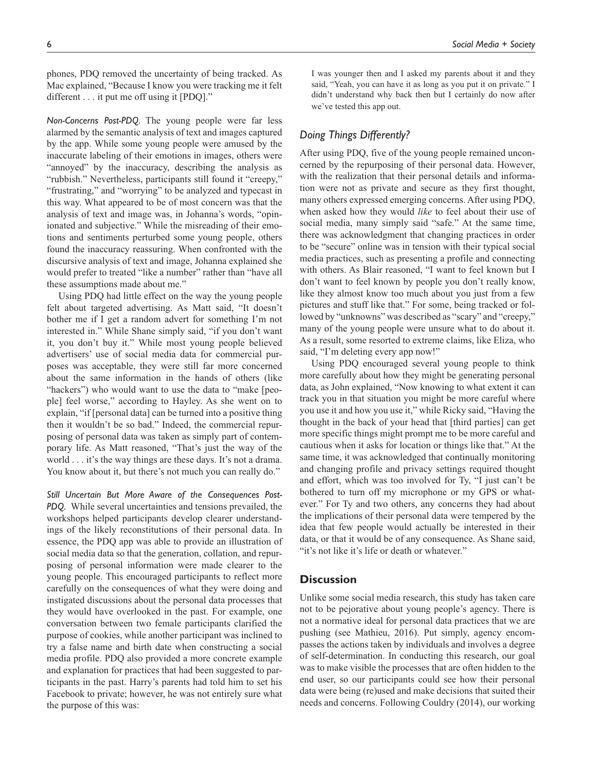phones, PDQ removed the uncertainty of being tracked. As Mac explained, "Because I know you were tracking me it felt different . . . it put me off using it [PDQ]."

*Non-Concerns Post-PDQ.* The young people were far less alarmed by the semantic analysis of text and images captured by the app. While some young people were amused by the inaccurate labeling of their emotions in images, others were "annoyed" by the inaccuracy, describing the analysis as "rubbish." Nevertheless, participants still found it "creepy," "frustrating," and "worrying" to be analyzed and typecast in this way. What appeared to be of most concern was that the analysis of text and image was, in Johanna's words, "opinionated and subjective." While the misreading of their emotions and sentiments perturbed some young people, others found the inaccuracy reassuring. When confronted with the discursive analysis of text and image, Johanna explained she would prefer to treated "like a number" rather than "have all these assumptions made about me."

Using PDQ had little effect on the way the young people felt about targeted advertising. As Matt said, "It doesn't bother me if I get a random advert for something I'm not interested in." While Shane simply said, "if you don't want it, you don't buy it." While most young people believed advertisers' use of social media data for commercial purposes was acceptable, they were still far more concerned about the same information in the hands of others (like "hackers") who would want to use the data to "make [people] feel worse," according to Hayley. As she went on to explain, "if [personal data] can be turned into a positive thing then it wouldn't be so bad." Indeed, the commercial repurposing of personal data was taken as simply part of contemporary life. As Matt reasoned, "That's just the way of the world . . . it's the way things are these days. It's not a drama. You know about it, but there's not much you can really do."

*Still Uncertain But More Aware of the Consequences Post-PDQ.* While several uncertainties and tensions prevailed, the workshops helped participants develop clearer understandings of the likely reconstitutions of their personal data. In essence, the PDQ app was able to provide an illustration of social media data so that the generation, collation, and repurposing of personal information were made clearer to the young people. This encouraged participants to reflect more carefully on the consequences of what they were doing and instigated discussions about the personal data processes that they would have overlooked in the past. For example, one conversation between two female participants clarified the purpose of cookies, while another participant was inclined to try a false name and birth date when constructing a social media profile. PDQ also provided a more concrete example and explanation for practices that had been suggested to participants in the past. Harry's parents had told him to set his Facebook to private; however, he was not entirely sure what the purpose of this was:

> I was younger then and I asked my parents about it and they said, "Yeah, you can have it as long as you put it on private." I didn't understand why back then but I certainly do now after we've tested this app out.

## *Doing Things Differently?*

After using PDQ, five of the young people remained unconcerned by the repurposing of their personal data. However, with the realization that their personal details and information were not as private and secure as they first thought, many others expressed emerging concerns. After using PDQ, when asked how they would *like* to feel about their use of social media, many simply said "safe." At the same time, there was acknowledgment that changing practices in order to be "secure" online was in tension with their typical social media practices, such as presenting a profile and connecting with others. As Blair reasoned, "I want to feel known but I don't want to feel known by people you don't really know, like they almost know too much about you just from a few pictures and stuff like that." For some, being tracked or followed by "unknowns" was described as "scary" and "creepy," many of the young people were unsure what to do about it. As a result, some resorted to extreme claims, like Eliza, who said, "I'm deleting every app now!"

Using PDQ encouraged several young people to think more carefully about how they might be generating personal data, as John explained, "Now knowing to what extent it can track you in that situation you might be more careful where you use it and how you use it," while Ricky said, "Having the thought in the back of your head that [third parties] can get more specific things might prompt me to be more careful and cautious when it asks for location or things like that." At the same time, it was acknowledged that continually monitoring and changing profile and privacy settings required thought and effort, which was too involved for Ty, "I just can't be bothered to turn off my microphone or my GPS or whatever." For Ty and two others, any concerns they had about the implications of their personal data were tempered by the idea that few people would actually be interested in their data, or that it would be of any consequence. As Shane said, "it's not like it's life or death or whatever."

## Discussion

Unlike some social media research, this study has taken care not to be pejorative about young people's agency. There is not a normative ideal for personal data practices that we are pushing (see Mathieu, 2016). Put simply, agency encompasses the actions taken by individuals and involves a degree of self-determination. In conducting this research, our goal was to make visible the processes that are often hidden to the end user, so our participants could see how their personal data were being (re)used and make decisions that suited their needs and concerns. Following Couldry (2014), our working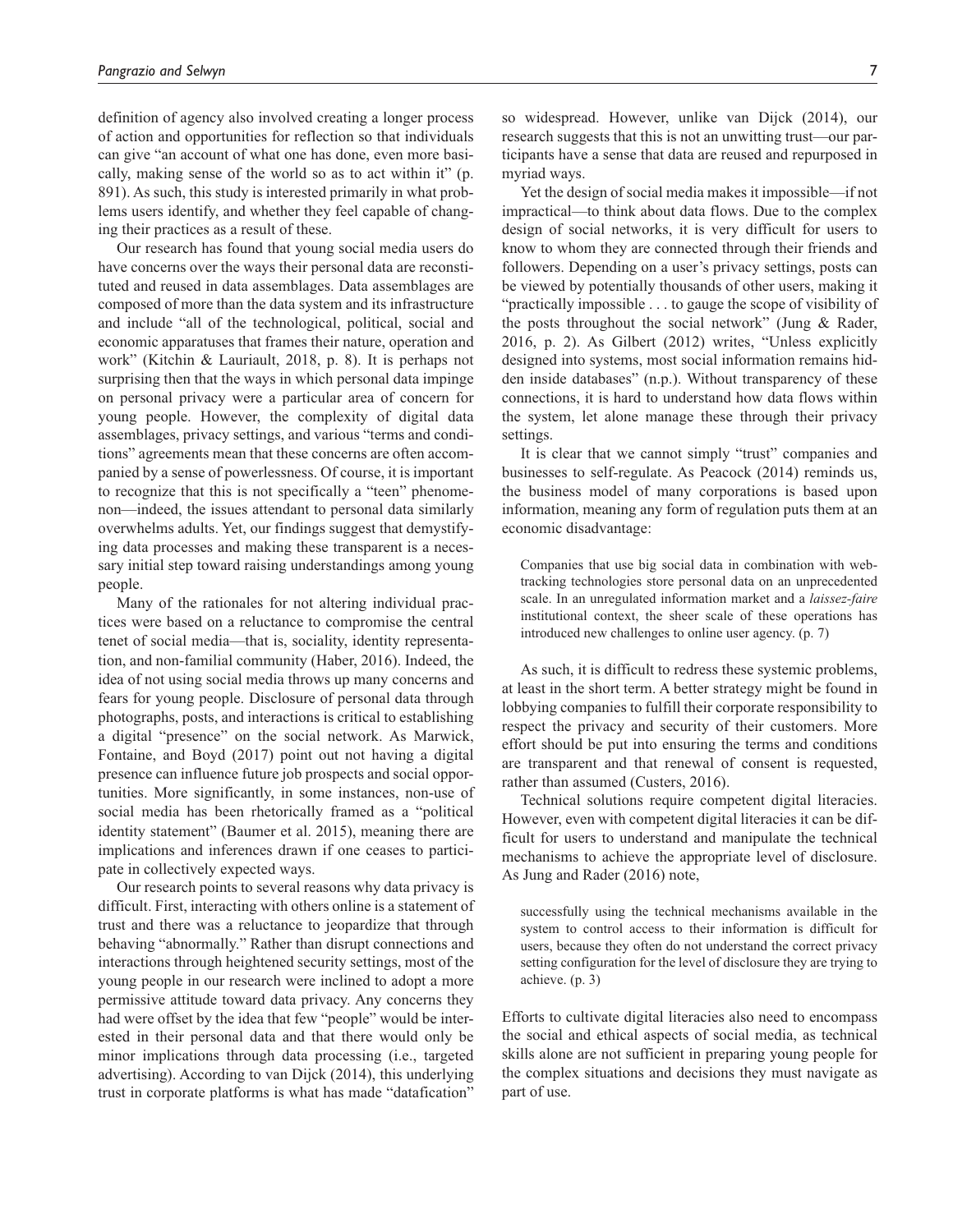definition of agency also involved creating a longer process of action and opportunities for reflection so that individuals can give "an account of what one has done, even more basically, making sense of the world so as to act within it" (p. 891). As such, this study is interested primarily in what problems users identify, and whether they feel capable of changing their practices as a result of these.

Our research has found that young social media users do have concerns over the ways their personal data are reconstituted and reused in data assemblages. Data assemblages are composed of more than the data system and its infrastructure and include "all of the technological, political, social and economic apparatuses that frames their nature, operation and work" (Kitchin & Lauriault, 2018, p. 8). It is perhaps not surprising then that the ways in which personal data impinge on personal privacy were a particular area of concern for young people. However, the complexity of digital data assemblages, privacy settings, and various "terms and conditions" agreements mean that these concerns are often accompanied by a sense of powerlessness. Of course, it is important to recognize that this is not specifically a "teen" phenomenon—indeed, the issues attendant to personal data similarly overwhelms adults. Yet, our findings suggest that demystifying data processes and making these transparent is a necessary initial step toward raising understandings among young people.

Many of the rationales for not altering individual practices were based on a reluctance to compromise the central tenet of social media—that is, sociality, identity representation, and non-familial community (Haber, 2016). Indeed, the idea of not using social media throws up many concerns and fears for young people. Disclosure of personal data through photographs, posts, and interactions is critical to establishing a digital "presence" on the social network. As Marwick, Fontaine, and Boyd (2017) point out not having a digital presence can influence future job prospects and social opportunities. More significantly, in some instances, non-use of social media has been rhetorically framed as a "political identity statement" (Baumer et al. 2015), meaning there are implications and inferences drawn if one ceases to participate in collectively expected ways.

Our research points to several reasons why data privacy is difficult. First, interacting with others online is a statement of trust and there was a reluctance to jeopardize that through behaving "abnormally." Rather than disrupt connections and interactions through heightened security settings, most of the young people in our research were inclined to adopt a more permissive attitude toward data privacy. Any concerns they had were offset by the idea that few "people" would be interested in their personal data and that there would only be minor implications through data processing (i.e., targeted advertising). According to van Dijck (2014), this underlying trust in corporate platforms is what has made "datafication" so widespread. However, unlike van Dijck (2014), our research suggests that this is not an unwitting trust—our participants have a sense that data are reused and repurposed in myriad ways.

Yet the design of social media makes it impossible—if not impractical—to think about data flows. Due to the complex design of social networks, it is very difficult for users to know to whom they are connected through their friends and followers. Depending on a user's privacy settings, posts can be viewed by potentially thousands of other users, making it "practically impossible . . . to gauge the scope of visibility of the posts throughout the social network" (Jung & Rader, 2016, p. 2). As Gilbert (2012) writes, "Unless explicitly designed into systems, most social information remains hidden inside databases" (n.p.). Without transparency of these connections, it is hard to understand how data flows within the system, let alone manage these through their privacy settings.

It is clear that we cannot simply "trust" companies and businesses to self-regulate. As Peacock (2014) reminds us, the business model of many corporations is based upon information, meaning any form of regulation puts them at an economic disadvantage:

> Companies that use big social data in combination with web-tracking technologies store personal data on an unprecedented scale. In an unregulated information market and a *laissez-faire* institutional context, the sheer scale of these operations has introduced new challenges to online user agency. (p. 7)

As such, it is difficult to redress these systemic problems, at least in the short term. A better strategy might be found in lobbying companies to fulfill their corporate responsibility to respect the privacy and security of their customers. More effort should be put into ensuring the terms and conditions are transparent and that renewal of consent is requested, rather than assumed (Custers, 2016).

Technical solutions require competent digital literacies. However, even with competent digital literacies it can be difficult for users to understand and manipulate the technical mechanisms to achieve the appropriate level of disclosure. As Jung and Rader (2016) note,

> successfully using the technical mechanisms available in the system to control access to their information is difficult for users, because they often do not understand the correct privacy setting configuration for the level of disclosure they are trying to achieve. (p. 3)

Efforts to cultivate digital literacies also need to encompass the social and ethical aspects of social media, as technical skills alone are not sufficient in preparing young people for the complex situations and decisions they must navigate as part of use.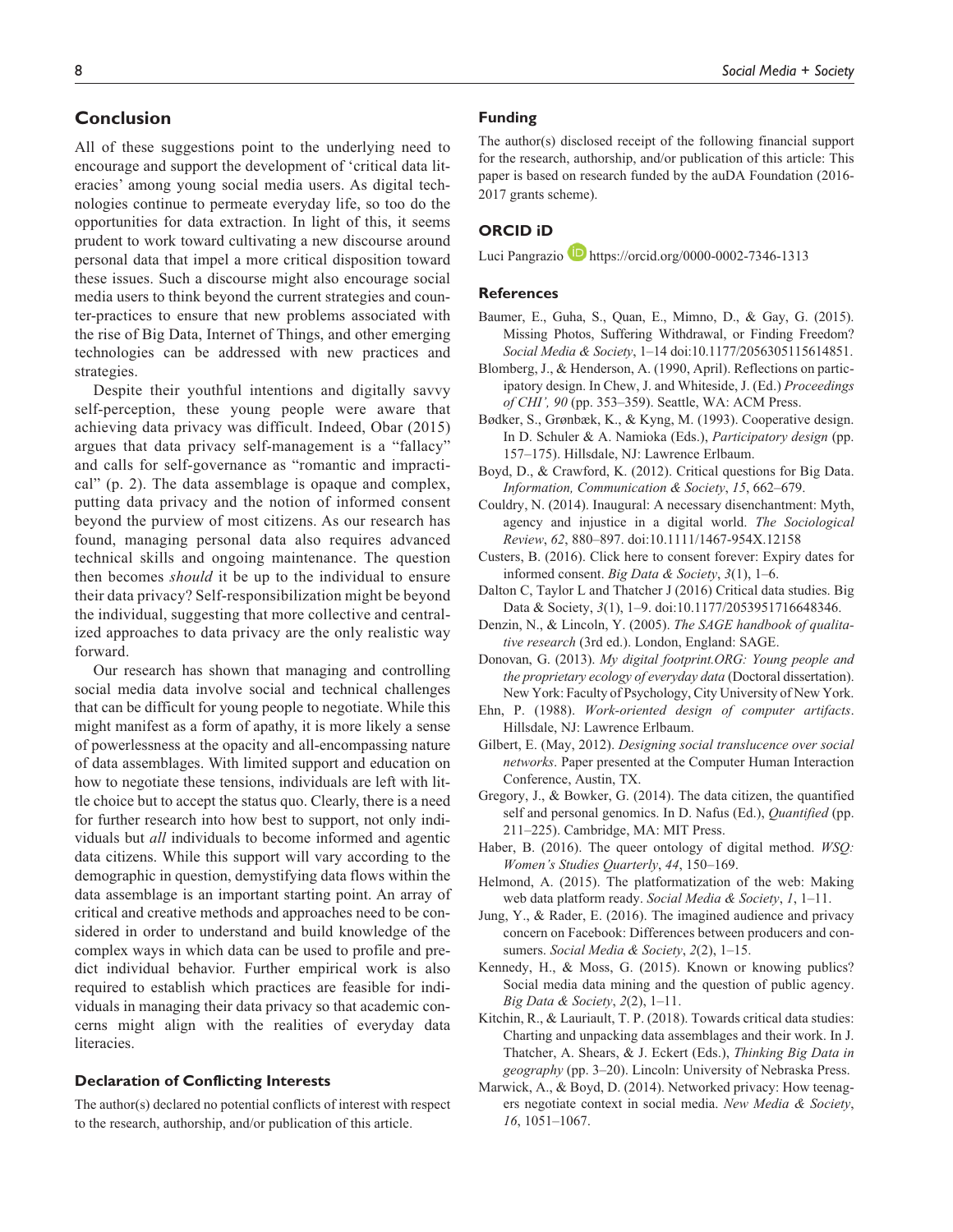## Conclusion

All of these suggestions point to the underlying need to encourage and support the development of 'critical data literacies' among young social media users. As digital technologies continue to permeate everyday life, so too do the opportunities for data extraction. In light of this, it seems prudent to work toward cultivating a new discourse around personal data that impel a more critical disposition toward these issues. Such a discourse might also encourage social media users to think beyond the current strategies and counter-practices to ensure that new problems associated with the rise of Big Data, Internet of Things, and other emerging technologies can be addressed with new practices and strategies.

Despite their youthful intentions and digitally savvy self-perception, these young people were aware that achieving data privacy was difficult. Indeed, Obar (2015) argues that data privacy self-management is a "fallacy" and calls for self-governance as "romantic and impractical" (p. 2). The data assemblage is opaque and complex, putting data privacy and the notion of informed consent beyond the purview of most citizens. As our research has found, managing personal data also requires advanced technical skills and ongoing maintenance. The question then becomes *should* it be up to the individual to ensure their data privacy? Self-responsibilization might be beyond the individual, suggesting that more collective and centralized approaches to data privacy are the only realistic way forward.

Our research has shown that managing and controlling social media data involve social and technical challenges that can be difficult for young people to negotiate. While this might manifest as a form of apathy, it is more likely a sense of powerlessness at the opacity and all-encompassing nature of data assemblages. With limited support and education on how to negotiate these tensions, individuals are left with little choice but to accept the status quo. Clearly, there is a need for further research into how best to support, not only individuals but *all* individuals to become informed and agentic data citizens. While this support will vary according to the demographic in question, demystifying data flows within the data assemblage is an important starting point. An array of critical and creative methods and approaches need to be considered in order to understand and build knowledge of the complex ways in which data can be used to profile and predict individual behavior. Further empirical work is also required to establish which practices are feasible for individuals in managing their data privacy so that academic concerns might align with the realities of everyday data literacies.

### Declaration of Conflicting Interests

The author(s) declared no potential conflicts of interest with respect to the research, authorship, and/or publication of this article.

### Funding

The author(s) disclosed receipt of the following financial support for the research, authorship, and/or publication of this article: This paper is based on research funded by the auDA Foundation (2016-2017 grants scheme).

### ORCID iD

Luci Pangrazio https://orcid.org/0000-0002-7346-1313

### References

Baumer, E., Guha, S., Quan, E., Mimno, D., & Gay, G. (2015). Missing Photos, Suffering Withdrawal, or Finding Freedom? *Social Media & Society*, 1–14 doi:10.1177/2056305115614851.

Blomberg, J., & Henderson, A. (1990, April). Reflections on participatory design. In Chew, J. and Whiteside, J. (Ed.) *Proceedings of CHI', 90* (pp. 353–359). Seattle, WA: ACM Press.

Bødker, S., Grønbæk, K., & Kyng, M. (1993). Cooperative design. In D. Schuler & A. Namioka (Eds.), *Participatory design* (pp. 157–175). Hillsdale, NJ: Lawrence Erlbaum.

Boyd, D., & Crawford, K. (2012). Critical questions for Big Data. *Information, Communication & Society*, *15*, 662–679.

Couldry, N. (2014). Inaugural: A necessary disenchantment: Myth, agency and injustice in a digital world. *The Sociological Review*, *62*, 880–897. doi:10.1111/1467-954X.12158

Custers, B. (2016). Click here to consent forever: Expiry dates for informed consent. *Big Data & Society*, *3*(1), 1–6.

Dalton C, Taylor L and Thatcher J (2016) Critical data studies. Big Data & Society, *3*(1), 1–9. doi:10.1177/2053951716648346.

Denzin, N., & Lincoln, Y. (2005). *The SAGE handbook of qualitative research* (3rd ed.). London, England: SAGE.

Donovan, G. (2013). *My digital footprint.ORG: Young people and the proprietary ecology of everyday data* (Doctoral dissertation). New York: Faculty of Psychology, City University of New York.

Ehn, P. (1988). *Work-oriented design of computer artifacts*. Hillsdale, NJ: Lawrence Erlbaum.

Gilbert, E. (May, 2012). *Designing social translucence over social networks*. Paper presented at the Computer Human Interaction Conference, Austin, TX.

Gregory, J., & Bowker, G. (2014). The data citizen, the quantified self and personal genomics. In D. Nafus (Ed.), *Quantified* (pp. 211–225). Cambridge, MA: MIT Press.

Haber, B. (2016). The queer ontology of digital method. *WSQ: Women's Studies Quarterly*, *44*, 150–169.

Helmond, A. (2015). The platformatization of the web: Making web data platform ready. *Social Media & Society*, *1*, 1–11.

Jung, Y., & Rader, E. (2016). The imagined audience and privacy concern on Facebook: Differences between producers and consumers. *Social Media & Society*, *2*(2), 1–15.

Kennedy, H., & Moss, G. (2015). Known or knowing publics? Social media data mining and the question of public agency. *Big Data & Society*, *2*(2), 1–11.

Kitchin, R., & Lauriault, T. P. (2018). Towards critical data studies: Charting and unpacking data assemblages and their work. In J. Thatcher, A. Shears, & J. Eckert (Eds.), *Thinking Big Data in geography* (pp. 3–20). Lincoln: University of Nebraska Press.

Marwick, A., & Boyd, D. (2014). Networked privacy: How teenagers negotiate context in social media. *New Media & Society*, *16*, 1051–1067.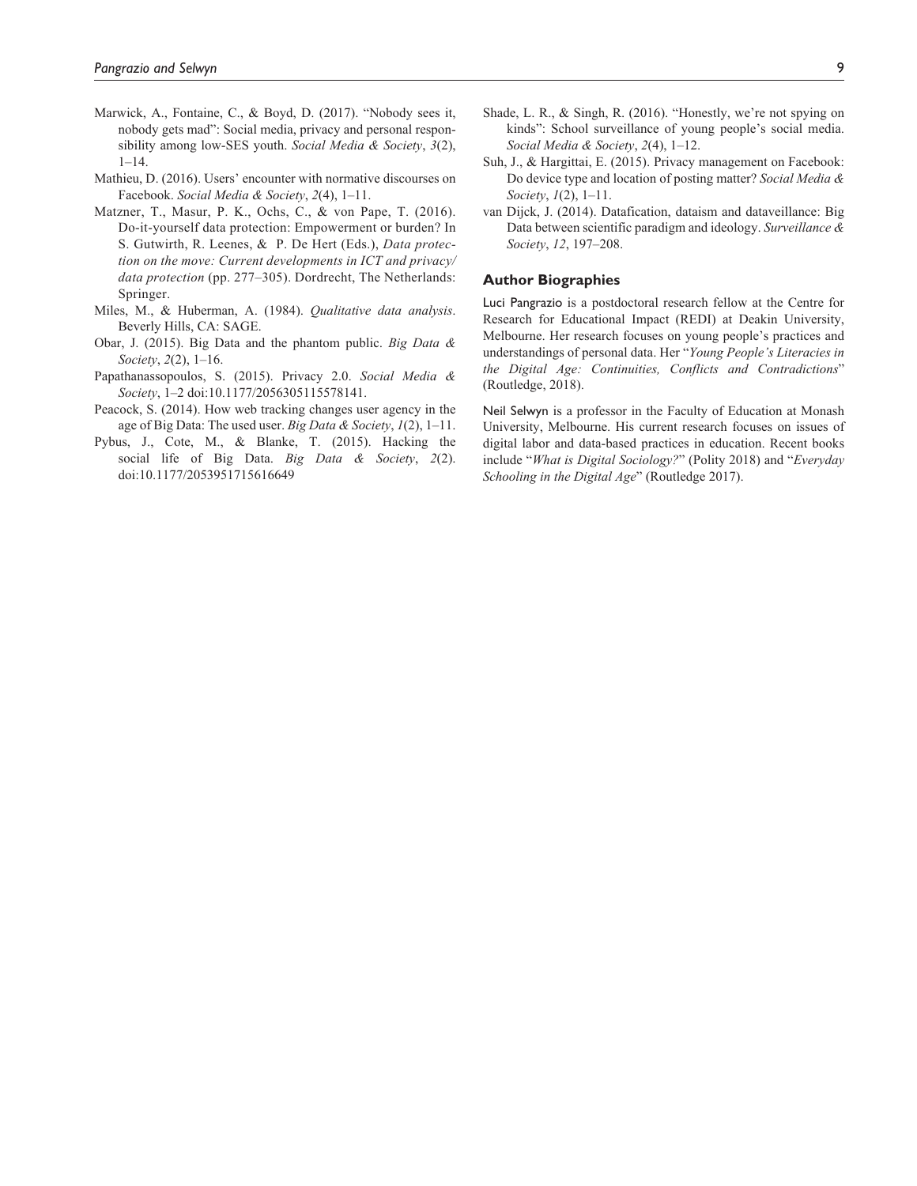Marwick, A., Fontaine, C., & Boyd, D. (2017). "Nobody sees it, nobody gets mad": Social media, privacy and personal responsibility among low-SES youth. *Social Media & Society*, *3*(2), 1–14.

Mathieu, D. (2016). Users' encounter with normative discourses on Facebook. *Social Media & Society*, *2*(4), 1–11.

Matzner, T., Masur, P. K., Ochs, C., & von Pape, T. (2016). Do-it-yourself data protection: Empowerment or burden? In S. Gutwirth, R. Leenes, & P. De Hert (Eds.), *Data protection on the move: Current developments in ICT and privacy/data protection* (pp. 277–305). Dordrecht, The Netherlands: Springer.

Miles, M., & Huberman, A. (1984). *Qualitative data analysis*. Beverly Hills, CA: SAGE.

Obar, J. (2015). Big Data and the phantom public. *Big Data & Society*, *2*(2), 1–16.

Papathanassopoulos, S. (2015). Privacy 2.0. *Social Media & Society*, 1–2 doi:10.1177/2056305115578141.

Peacock, S. (2014). How web tracking changes user agency in the age of Big Data: The used user. *Big Data & Society*, *1*(2), 1–11.

Pybus, J., Cote, M., & Blanke, T. (2015). Hacking the social life of Big Data. *Big Data & Society*, *2*(2). doi:10.1177/2053951715616649

Shade, L. R., & Singh, R. (2016). "Honestly, we're not spying on kinds": School surveillance of young people's social media. *Social Media & Society*, *2*(4), 1–12.

Suh, J., & Hargittai, E. (2015). Privacy management on Facebook: Do device type and location of posting matter? *Social Media & Society*, *1*(2), 1–11.

van Dijck, J. (2014). Datafication, dataism and dataveillance: Big Data between scientific paradigm and ideology. *Surveillance & Society*, *12*, 197–208.

## Author Biographies

Luci Pangrazio is a postdoctoral research fellow at the Centre for Research for Educational Impact (REDI) at Deakin University, Melbourne. Her research focuses on young people's practices and understandings of personal data. Her "*Young People's Literacies in the Digital Age: Continuities, Conflicts and Contradictions*" (Routledge, 2018).

Neil Selwyn is a professor in the Faculty of Education at Monash University, Melbourne. His current research focuses on issues of digital labor and data-based practices in education. Recent books include "*What is Digital Sociology?*" (Polity 2018) and "*Everyday Schooling in the Digital Age*" (Routledge 2017).